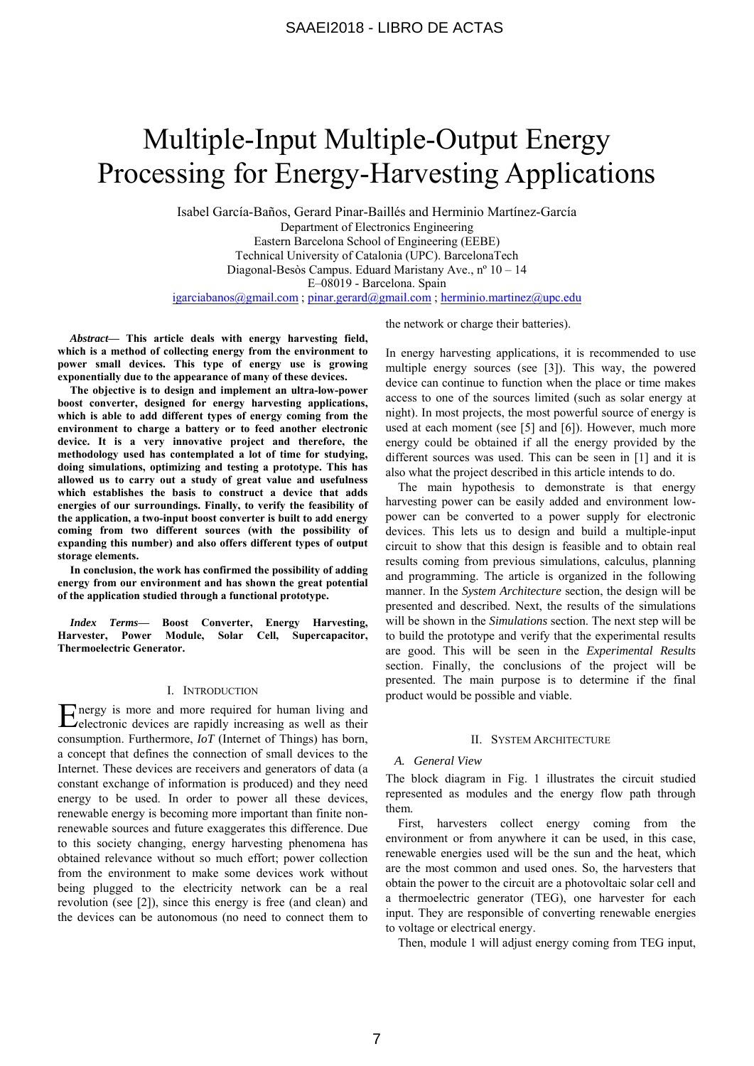# Multiple-Input Multiple-Output Energy Processing for Energy-Harvesting Applications

Isabel García-Baños, Gerard Pinar-Baillés and Herminio Martínez-García
Department of Electronics Engineering
Eastern Barcelona School of Engineering (EEBE)
Technical University of Catalonia (UPC). BarcelonaTech
Diagonal-Besòs Campus. Eduard Maristany Ave., nº 10 – 14
E–08019 - Barcelona. Spain
igarciabanos@gmail.com ; pinar.gerard@gmail.com ; herminio.martinez@upc.edu

***Abstract*— This article deals with energy harvesting field, which is a method of collecting energy from the environment to power small devices. This type of energy use is growing exponentially due to the appearance of many of these devices.**

**The objective is to design and implement an ultra-low-power boost converter, designed for energy harvesting applications, which is able to add different types of energy coming from the environment to charge a battery or to feed another electronic device. It is a very innovative project and therefore, the methodology used has contemplated a lot of time for studying, doing simulations, optimizing and testing a prototype. This has allowed us to carry out a study of great value and usefulness which establishes the basis to construct a device that adds energies of our surroundings. Finally, to verify the feasibility of the application, a two-input boost converter is built to add energy coming from two different sources (with the possibility of expanding this number) and also offers different types of output storage elements.**

**In conclusion, the work has confirmed the possibility of adding energy from our environment and has shown the great potential of the application studied through a functional prototype.**

***Index Terms*— Boost Converter, Energy Harvesting, Harvester, Power Module, Solar Cell, Supercapacitor, Thermoelectric Generator.**

## I. Introduction

Energy is more and more required for human living and electronic devices are rapidly increasing as well as their consumption. Furthermore, *IoT* (Internet of Things) has born, a concept that defines the connection of small devices to the Internet. These devices are receivers and generators of data (a constant exchange of information is produced) and they need energy to be used. In order to power all these devices, renewable energy is becoming more important than finite non-renewable sources and future exaggerates this difference. Due to this society changing, energy harvesting phenomena has obtained relevance without so much effort; power collection from the environment to make some devices work without being plugged to the electricity network can be a real revolution (see [2]), since this energy is free (and clean) and the devices can be autonomous (no need to connect them to the network or charge their batteries).

In energy harvesting applications, it is recommended to use multiple energy sources (see [3]). This way, the powered device can continue to function when the place or time makes access to one of the sources limited (such as solar energy at night). In most projects, the most powerful source of energy is used at each moment (see [5] and [6]). However, much more energy could be obtained if all the energy provided by the different sources was used. This can be seen in [1] and it is also what the project described in this article intends to do.

The main hypothesis to demonstrate is that energy harvesting power can be easily added and environment low-power can be converted to a power supply for electronic devices. This lets us to design and build a multiple-input circuit to show that this design is feasible and to obtain real results coming from previous simulations, calculus, planning and programming. The article is organized in the following manner. In the *System Architecture* section, the design will be presented and described. Next, the results of the simulations will be shown in the *Simulations* section. The next step will be to build the prototype and verify that the experimental results are good. This will be seen in the *Experimental Results* section. Finally, the conclusions of the project will be presented. The main purpose is to determine if the final product would be possible and viable.

## II. System Architecture

### *A. General View*

The block diagram in Fig. 1 illustrates the circuit studied represented as modules and the energy flow path through them.

First, harvesters collect energy coming from the environment or from anywhere it can be used, in this case, renewable energies used will be the sun and the heat, which are the most common and used ones. So, the harvesters that obtain the power to the circuit are a photovoltaic solar cell and a thermoelectric generator (TEG), one harvester for each input. They are responsible of converting renewable energies to voltage or electrical energy.

Then, module 1 will adjust energy coming from TEG input,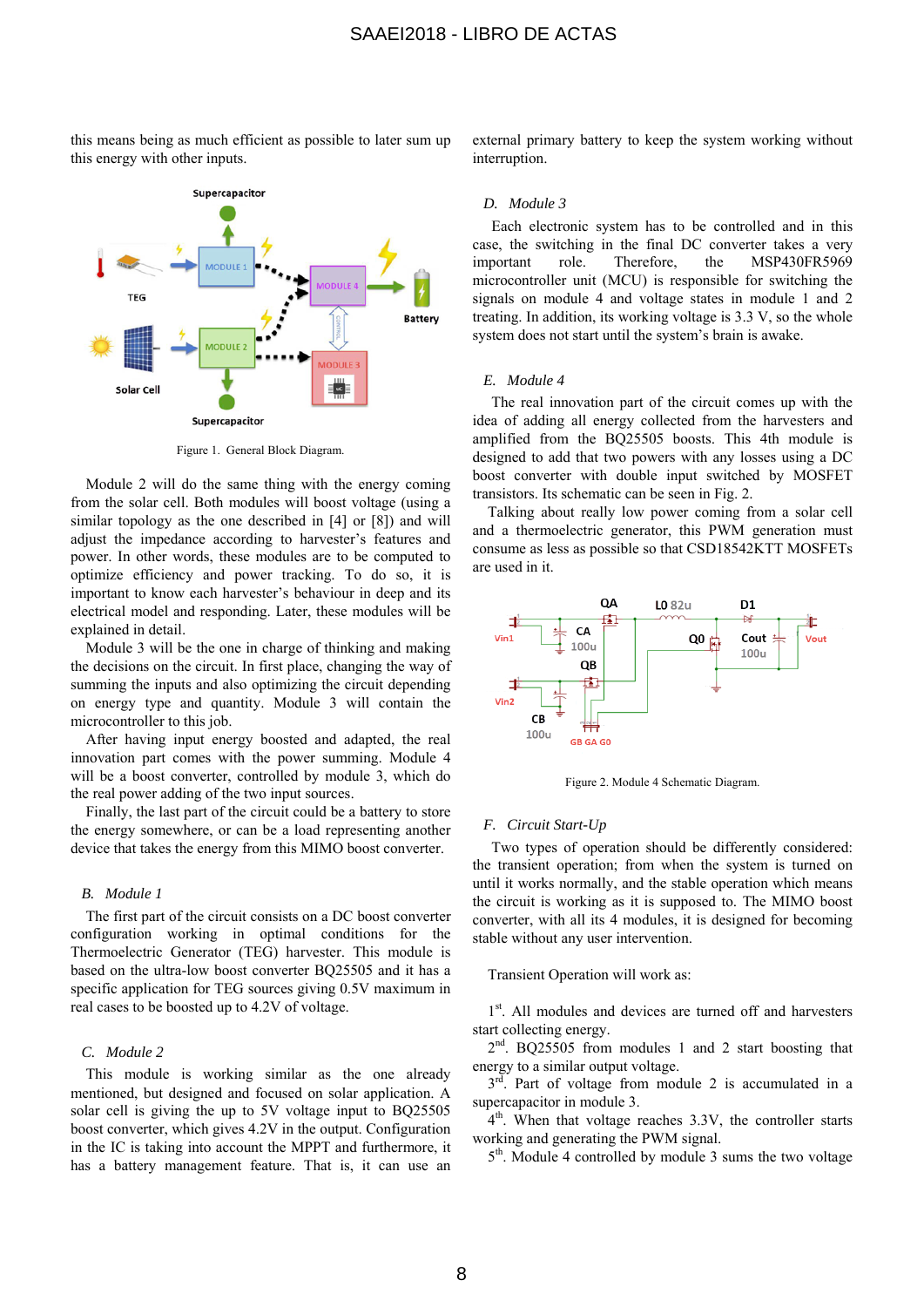this means being as much efficient as possible to later sum up this energy with other inputs.

Figure 1. General Block Diagram.

Module 2 will do the same thing with the energy coming from the solar cell. Both modules will boost voltage (using a similar topology as the one described in [4] or [8]) and will adjust the impedance according to harvester's features and power. In other words, these modules are to be computed to optimize efficiency and power tracking. To do so, it is important to know each harvester's behaviour in deep and its electrical model and responding. Later, these modules will be explained in detail.

Module 3 will be the one in charge of thinking and making the decisions on the circuit. In first place, changing the way of summing the inputs and also optimizing the circuit depending on energy type and quantity. Module 3 will contain the microcontroller to this job.

After having input energy boosted and adapted, the real innovation part comes with the power summing. Module 4 will be a boost converter, controlled by module 3, which do the real power adding of the two input sources.

Finally, the last part of the circuit could be a battery to store the energy somewhere, or can be a load representing another device that takes the energy from this MIMO boost converter.

### B. Module 1

The first part of the circuit consists on a DC boost converter configuration working in optimal conditions for the Thermoelectric Generator (TEG) harvester. This module is based on the ultra-low boost converter BQ25505 and it has a specific application for TEG sources giving 0.5V maximum in real cases to be boosted up to 4.2V of voltage.

### C. Module 2

This module is working similar as the one already mentioned, but designed and focused on solar application. A solar cell is giving the up to 5V voltage input to BQ25505 boost converter, which gives 4.2V in the output. Configuration in the IC is taking into account the MPPT and furthermore, it has a battery management feature. That is, it can use an external primary battery to keep the system working without interruption.

### D. Module 3

Each electronic system has to be controlled and in this case, the switching in the final DC converter takes a very important role. Therefore, the MSP430FR5969 microcontroller unit (MCU) is responsible for switching the signals on module 4 and voltage states in module 1 and 2 treating. In addition, its working voltage is 3.3 V, so the whole system does not start until the system's brain is awake.

### E. Module 4

The real innovation part of the circuit comes up with the idea of adding all energy collected from the harvesters and amplified from the BQ25505 boosts. This 4th module is designed to add that two powers with any losses using a DC boost converter with double input switched by MOSFET transistors. Its schematic can be seen in Fig. 2.

Talking about really low power coming from a solar cell and a thermoelectric generator, this PWM generation must consume as less as possible so that CSD18542KTT MOSFETs are used in it.

Figure 2. Module 4 Schematic Diagram.

### F. Circuit Start-Up

Two types of operation should be differently considered: the transient operation; from when the system is turned on until it works normally, and the stable operation which means the circuit is working as it is supposed to. The MIMO boost converter, with all its 4 modules, it is designed for becoming stable without any user intervention.

Transient Operation will work as:

1st. All modules and devices are turned off and harvesters start collecting energy.

2nd. BQ25505 from modules 1 and 2 start boosting that energy to a similar output voltage.

3rd. Part of voltage from module 2 is accumulated in a supercapacitor in module 3.

4th. When that voltage reaches 3.3V, the controller starts working and generating the PWM signal.

5th. Module 4 controlled by module 3 sums the two voltage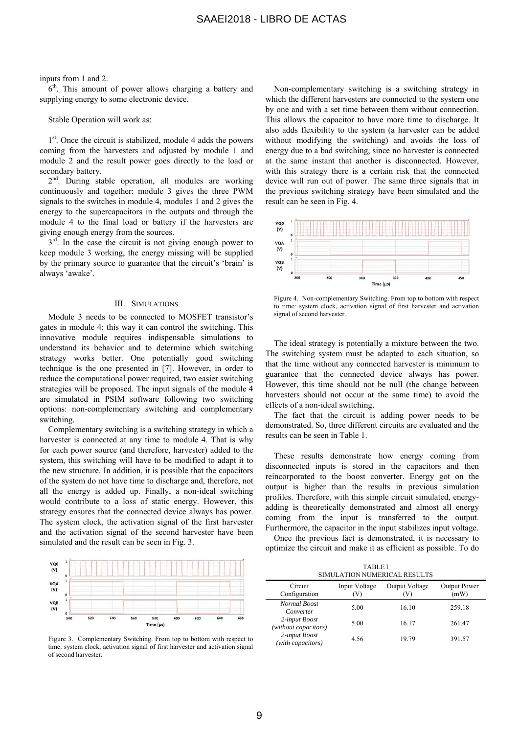inputs from 1 and 2.

6th. This amount of power allows charging a battery and supplying energy to some electronic device.

Stable Operation will work as:

1st. Once the circuit is stabilized, module 4 adds the powers coming from the harvesters and adjusted by module 1 and module 2 and the result power goes directly to the load or secondary battery.

2nd. During stable operation, all modules are working continuously and together: module 3 gives the three PWM signals to the switches in module 4, modules 1 and 2 gives the energy to the supercapacitors in the outputs and through the module 4 to the final load or battery if the harvesters are giving enough energy from the sources.

3rd. In the case the circuit is not giving enough power to keep module 3 working, the energy missing will be supplied by the primary source to guarantee that the circuit's 'brain' is always 'awake'.

## III. Simulations

Module 3 needs to be connected to MOSFET transistor's gates in module 4; this way it can control the switching. This innovative module requires indispensable simulations to understand its behavior and to determine which switching strategy works better. One potentially good switching technique is the one presented in [7]. However, in order to reduce the computational power required, two easier switching strategies will be proposed. The input signals of the module 4 are simulated in PSIM software following two switching options: non-complementary switching and complementary switching.

Complementary switching is a switching strategy in which a harvester is connected at any time to module 4. That is why for each power source (and therefore, harvester) added to the system, this switching will have to be modified to adapt it to the new structure. In addition, it is possible that the capacitors of the system do not have time to discharge and, therefore, not all the energy is added up. Finally, a non-ideal switching would contribute to a loss of static energy. However, this strategy ensures that the connected device always has power. The system clock, the activation signal of the first harvester and the activation signal of the second harvester have been simulated and the result can be seen in Fig. 3.

Figure 3. Complementary Switching. From top to bottom with respect to time: system clock, activation signal of first harvester and activation signal of second harvester.

Non-complementary switching is a switching strategy in which the different harvesters are connected to the system one by one and with a set time between them without connection. This allows the capacitor to have more time to discharge. It also adds flexibility to the system (a harvester can be added without modifying the switching) and avoids the loss of energy due to a bad switching, since no harvester is connected at the same instant that another is disconnected. However, with this strategy there is a certain risk that the connected device will run out of power. The same three signals that in the previous switching strategy have been simulated and the result can be seen in Fig. 4.

Figure 4. Non-complementary Switching. From top to bottom with respect to time: system clock, activation signal of first harvester and activation signal of second harvester.

The ideal strategy is potentially a mixture between the two. The switching system must be adapted to each situation, so that the time without any connected harvester is minimum to guarantee that the connected device always has power. However, this time should not be null (the change between harvesters should not occur at the same time) to avoid the effects of a non-ideal switching.

The fact that the circuit is adding power needs to be demonstrated. So, three different circuits are evaluated and the results can be seen in Table 1.

TABLE I
SIMULATION NUMERICAL RESULTS

| Circuit Configuration | Input Voltage (V) | Output Voltage (V) | Output Power (mW) |
|---|---|---|---|
| *Normal Boost Converter* | 5.00 | 16.10 | 259.18 |
| *2-input Boost (without capacitors)* | 5.00 | 16.17 | 261.47 |
| *2-input Boost (with capacitors)* | 4.56 | 19.79 | 391.57 |

These results demonstrate how energy coming from disconnected inputs is stored in the capacitors and then reincorporated to the boost converter. Energy got on the output is higher than the results in previous simulation profiles. Therefore, with this simple circuit simulated, energy-adding is theoretically demonstrated and almost all energy coming from the input is transferred to the output. Furthermore, the capacitor in the input stabilizes input voltage.

Once the previous fact is demonstrated, it is necessary to optimize the circuit and make it as efficient as possible. To do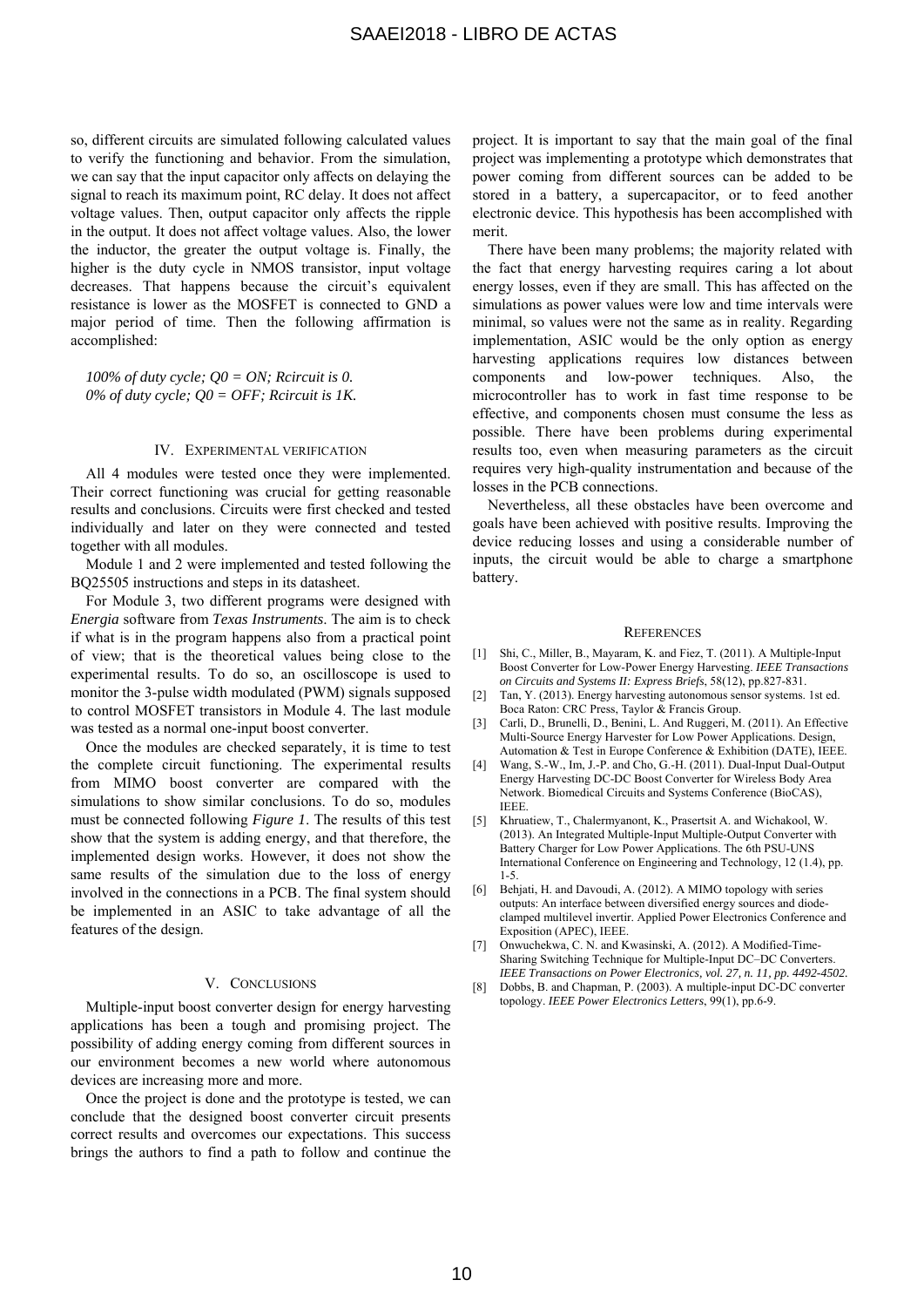so, different circuits are simulated following calculated values to verify the functioning and behavior. From the simulation, we can say that the input capacitor only affects on delaying the signal to reach its maximum point, RC delay. It does not affect voltage values. Then, output capacitor only affects the ripple in the output. It does not affect voltage values. Also, the lower the inductor, the greater the output voltage is. Finally, the higher is the duty cycle in NMOS transistor, input voltage decreases. That happens because the circuit's equivalent resistance is lower as the MOSFET is connected to GND a major period of time. Then the following affirmation is accomplished:

*100% of duty cycle; Q0 = ON; Rcircuit is 0.*
*0% of duty cycle; Q0 = OFF; Rcircuit is 1K.*

## IV. Experimental Verification

All 4 modules were tested once they were implemented. Their correct functioning was crucial for getting reasonable results and conclusions. Circuits were first checked and tested individually and later on they were connected and tested together with all modules.

Module 1 and 2 were implemented and tested following the BQ25505 instructions and steps in its datasheet.

For Module 3, two different programs were designed with *Energia* software from *Texas Instruments*. The aim is to check if what is in the program happens also from a practical point of view; that is the theoretical values being close to the experimental results. To do so, an oscilloscope is used to monitor the 3-pulse width modulated (PWM) signals supposed to control MOSFET transistors in Module 4. The last module was tested as a normal one-input boost converter.

Once the modules are checked separately, it is time to test the complete circuit functioning. The experimental results from MIMO boost converter are compared with the simulations to show similar conclusions. To do so, modules must be connected following *Figure 1*. The results of this test show that the system is adding energy, and that therefore, the implemented design works. However, it does not show the same results of the simulation due to the loss of energy involved in the connections in a PCB. The final system should be implemented in an ASIC to take advantage of all the features of the design.

## V. Conclusions

Multiple-input boost converter design for energy harvesting applications has been a tough and promising project. The possibility of adding energy coming from different sources in our environment becomes a new world where autonomous devices are increasing more and more.

Once the project is done and the prototype is tested, we can conclude that the designed boost converter circuit presents correct results and overcomes our expectations. This success brings the authors to find a path to follow and continue the project. It is important to say that the main goal of the final project was implementing a prototype which demonstrates that power coming from different sources can be added to be stored in a battery, a supercapacitor, or to feed another electronic device. This hypothesis has been accomplished with merit.

There have been many problems; the majority related with the fact that energy harvesting requires caring a lot about energy losses, even if they are small. This has affected on the simulations as power values were low and time intervals were minimal, so values were not the same as in reality. Regarding implementation, ASIC would be the only option as energy harvesting applications requires low distances between components and low-power techniques. Also, the microcontroller has to work in fast time response to be effective, and components chosen must consume the less as possible. There have been problems during experimental results too, even when measuring parameters as the circuit requires very high-quality instrumentation and because of the losses in the PCB connections.

Nevertheless, all these obstacles have been overcome and goals have been achieved with positive results. Improving the device reducing losses and using a considerable number of inputs, the circuit would be able to charge a smartphone battery.

## References

[1] Shi, C., Miller, B., Mayaram, K. and Fiez, T. (2011). A Multiple-Input Boost Converter for Low-Power Energy Harvesting. *IEEE Transactions on Circuits and Systems II: Express Briefs*, 58(12), pp.827-831.

[2] Tan, Y. (2013). Energy harvesting autonomous sensor systems. 1st ed. Boca Raton: CRC Press, Taylor & Francis Group.

[3] Carli, D., Brunelli, D., Benini, L. And Ruggeri, M. (2011). An Effective Multi-Source Energy Harvester for Low Power Applications. Design, Automation & Test in Europe Conference & Exhibition (DATE), IEEE.

[4] Wang, S.-W., Im, J.-P. and Cho, G.-H. (2011). Dual-Input Dual-Output Energy Harvesting DC-DC Boost Converter for Wireless Body Area Network. Biomedical Circuits and Systems Conference (BioCAS), IEEE.

[5] Khruatiew, T., Chalermyanont, K., Prasertsit A. and Wichakool, W. (2013). An Integrated Multiple-Input Multiple-Output Converter with Battery Charger for Low Power Applications. The 6th PSU-UNS International Conference on Engineering and Technology, 12 (1.4), pp. 1-5.

[6] Behjati, H. and Davoudi, A. (2012). A MIMO topology with series outputs: An interface between diversified energy sources and diode-clamped multilevel invertir. Applied Power Electronics Conference and Exposition (APEC), IEEE.

[7] Onwuchekwa, C. N. and Kwasinski, A. (2012). A Modified-Time-Sharing Switching Technique for Multiple-Input DC–DC Converters. *IEEE Transactions on Power Electronics, vol. 27, n. 11, pp. 4492-4502.*

[8] Dobbs, B. and Chapman, P. (2003). A multiple-input DC-DC converter topology. *IEEE Power Electronics Letters*, 99(1), pp.6-9.